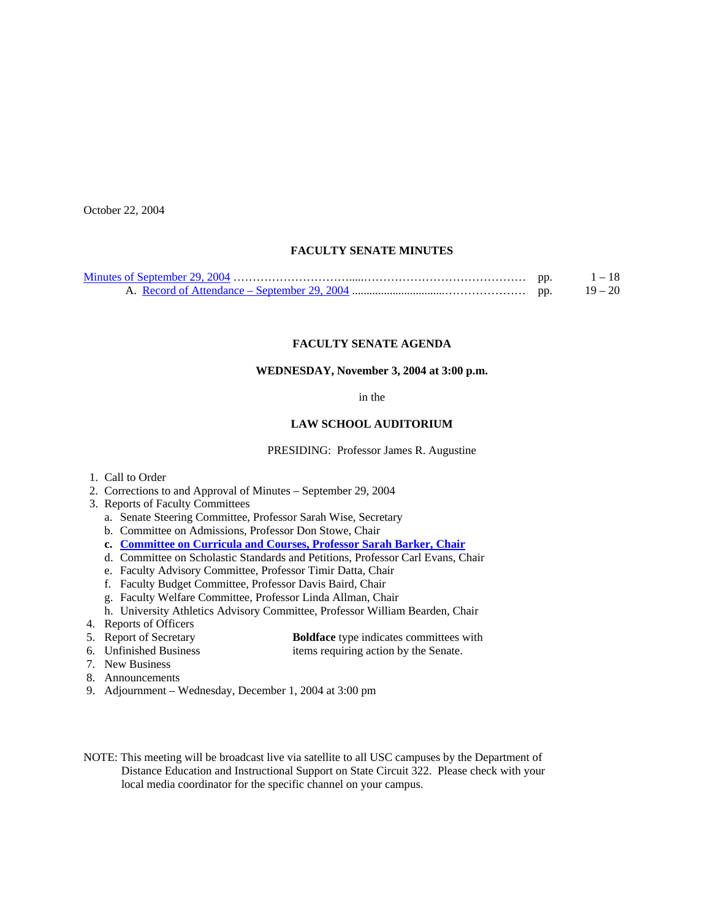October 22, 2004

## FACULTY SENATE MINUTES

Minutes of September 29, 2004 ................................................................................ pp. 1 – 18

A. Record of Attendance – September 29, 2004 ................................................ pp. 19 – 20

## FACULTY SENATE AGENDA

**WEDNESDAY, November 3, 2004 at 3:00 p.m.**

in the

**LAW SCHOOL AUDITORIUM**

PRESIDING: Professor James R. Augustine

1. Call to Order
2. Corrections to and Approval of Minutes – September 29, 2004
3. Reports of Faculty Committees
   a. Senate Steering Committee, Professor Sarah Wise, Secretary
   b. Committee on Admissions, Professor Don Stowe, Chair
   **c. Committee on Curricula and Courses, Professor Sarah Barker, Chair**
   d. Committee on Scholastic Standards and Petitions, Professor Carl Evans, Chair
   e. Faculty Advisory Committee, Professor Timir Datta, Chair
   f. Faculty Budget Committee, Professor Davis Baird, Chair
   g. Faculty Welfare Committee, Professor Linda Allman, Chair
   h. University Athletics Advisory Committee, Professor William Bearden, Chair
4. Reports of Officers
5. Report of Secretary
6. Unfinished Business
7. New Business
8. Announcements
9. Adjournment – Wednesday, December 1, 2004 at 3:00 pm

**Boldface** type indicates committees with items requiring action by the Senate.

NOTE: This meeting will be broadcast live via satellite to all USC campuses by the Department of Distance Education and Instructional Support on State Circuit 322. Please check with your local media coordinator for the specific channel on your campus.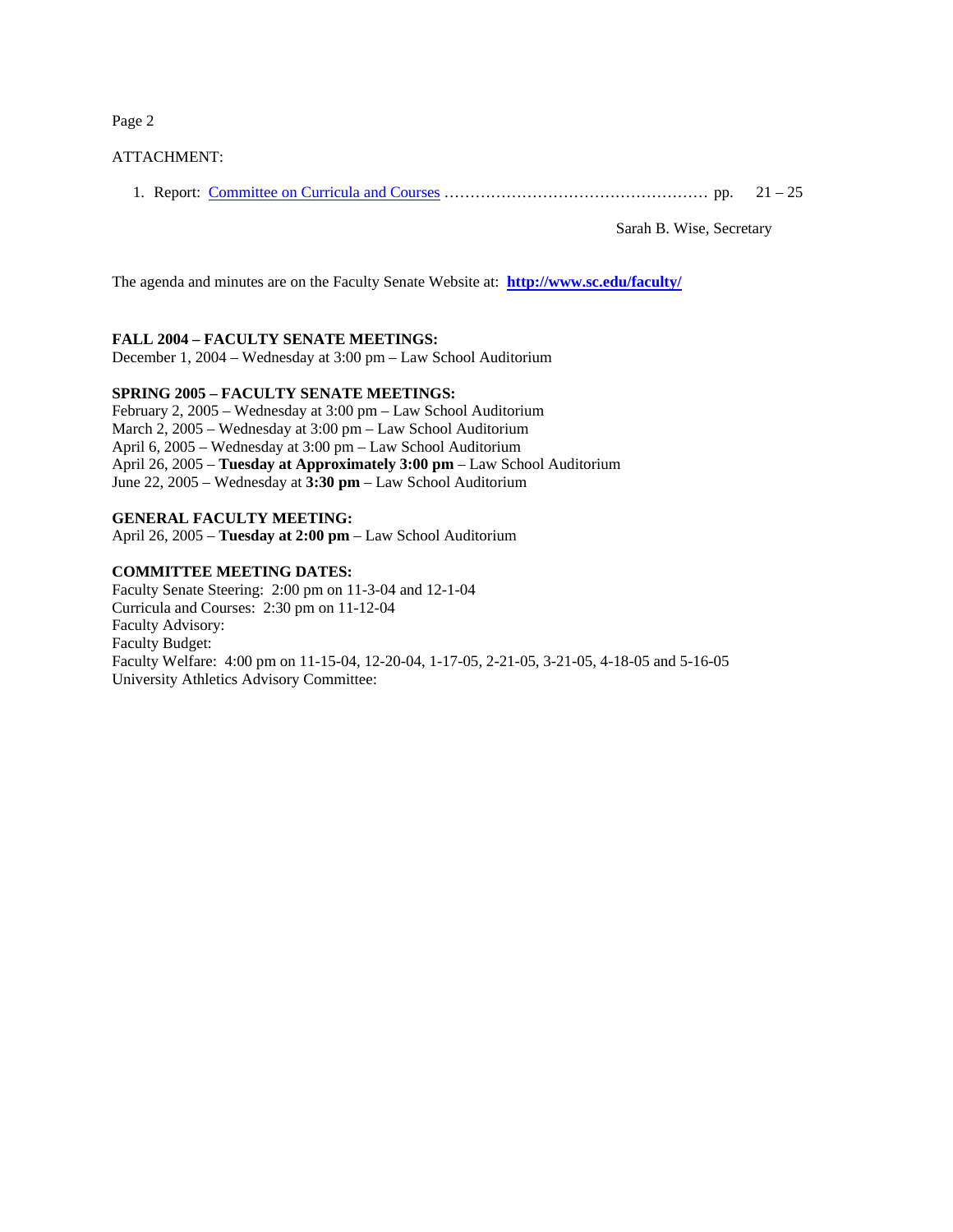ATTACHMENT:

1. Report: Committee on Curricula and Courses …………………………………………… pp. 21 – 25

Sarah B. Wise, Secretary

The agenda and minutes are on the Faculty Senate Website at: **http://www.sc.edu/faculty/**

**FALL 2004 – FACULTY SENATE MEETINGS:**
December 1, 2004 – Wednesday at 3:00 pm – Law School Auditorium

**SPRING 2005 – FACULTY SENATE MEETINGS:**
February 2, 2005 – Wednesday at 3:00 pm – Law School Auditorium
March 2, 2005 – Wednesday at 3:00 pm – Law School Auditorium
April 6, 2005 – Wednesday at 3:00 pm – Law School Auditorium
April 26, 2005 – **Tuesday at Approximately 3:00 pm** – Law School Auditorium
June 22, 2005 – Wednesday at **3:30 pm** – Law School Auditorium

**GENERAL FACULTY MEETING:**
April 26, 2005 – **Tuesday at 2:00 pm** – Law School Auditorium

**COMMITTEE MEETING DATES:**
Faculty Senate Steering: 2:00 pm on 11-3-04 and 12-1-04
Curricula and Courses: 2:30 pm on 11-12-04
Faculty Advisory:
Faculty Budget:
Faculty Welfare: 4:00 pm on 11-15-04, 12-20-04, 1-17-05, 2-21-05, 3-21-05, 4-18-05 and 5-16-05
University Athletics Advisory Committee: